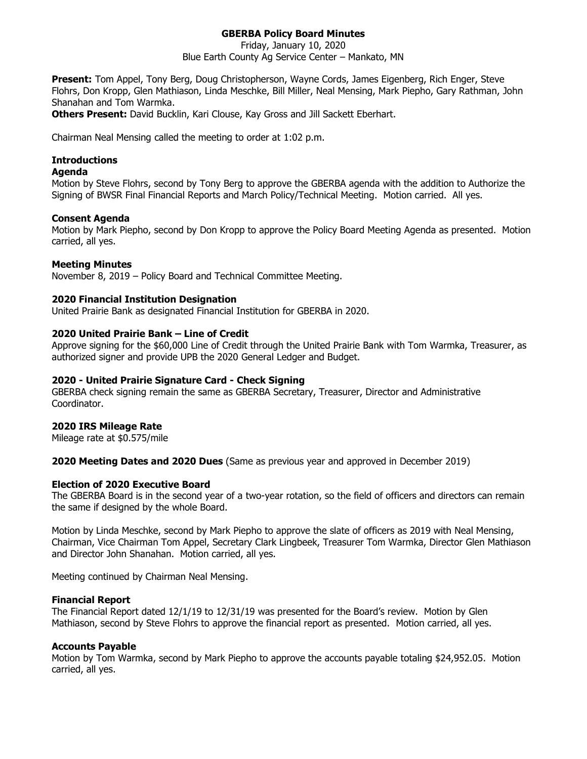# GBERBA Policy Board Minutes

Friday, January 10, 2020
Blue Earth County Ag Service Center – Mankato, MN

**Present:** Tom Appel, Tony Berg, Doug Christopherson, Wayne Cords, James Eigenberg, Rich Enger, Steve Flohrs, Don Kropp, Glen Mathiason, Linda Meschke, Bill Miller, Neal Mensing, Mark Piepho, Gary Rathman, John Shanahan and Tom Warmka.
**Others Present:** David Bucklin, Kari Clouse, Kay Gross and Jill Sackett Eberhart.

Chairman Neal Mensing called the meeting to order at 1:02 p.m.

### Introductions

### Agenda

Motion by Steve Flohrs, second by Tony Berg to approve the GBERBA agenda with the addition to Authorize the Signing of BWSR Final Financial Reports and March Policy/Technical Meeting. Motion carried. All yes.

### Consent Agenda

Motion by Mark Piepho, second by Don Kropp to approve the Policy Board Meeting Agenda as presented. Motion carried, all yes.

### Meeting Minutes

November 8, 2019 – Policy Board and Technical Committee Meeting.

### 2020 Financial Institution Designation

United Prairie Bank as designated Financial Institution for GBERBA in 2020.

### 2020 United Prairie Bank – Line of Credit

Approve signing for the $60,000 Line of Credit through the United Prairie Bank with Tom Warmka, Treasurer, as authorized signer and provide UPB the 2020 General Ledger and Budget.

### 2020 - United Prairie Signature Card - Check Signing

GBERBA check signing remain the same as GBERBA Secretary, Treasurer, Director and Administrative Coordinator.

### 2020 IRS Mileage Rate

Mileage rate at $0.575/mile

**2020 Meeting Dates and 2020 Dues** (Same as previous year and approved in December 2019)

### Election of 2020 Executive Board

The GBERBA Board is in the second year of a two-year rotation, so the field of officers and directors can remain the same if designed by the whole Board.

Motion by Linda Meschke, second by Mark Piepho to approve the slate of officers as 2019 with Neal Mensing, Chairman, Vice Chairman Tom Appel, Secretary Clark Lingbeek, Treasurer Tom Warmka, Director Glen Mathiason and Director John Shanahan. Motion carried, all yes.

Meeting continued by Chairman Neal Mensing.

### Financial Report

The Financial Report dated 12/1/19 to 12/31/19 was presented for the Board's review. Motion by Glen Mathiason, second by Steve Flohrs to approve the financial report as presented. Motion carried, all yes.

### Accounts Payable

Motion by Tom Warmka, second by Mark Piepho to approve the accounts payable totaling $24,952.05. Motion carried, all yes.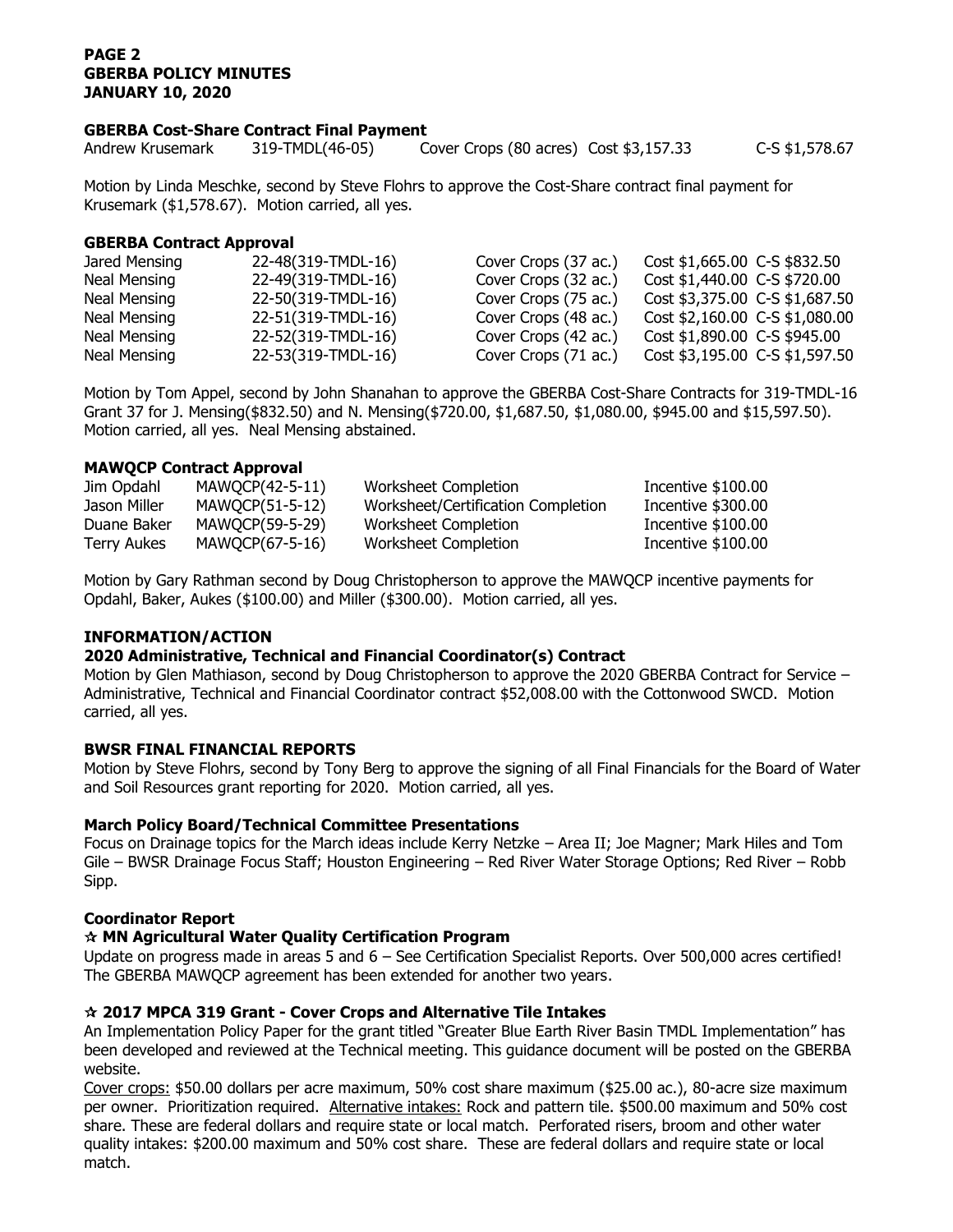**GBERBA Cost-Share Contract Final Payment**

| Andrew Krusemark | 319-TMDL(46-05) | Cover Crops (80 acres) Cost $3,157.33 | C-S $1,578.67 |
|---|---|---|---|

Motion by Linda Meschke, second by Steve Flohrs to approve the Cost-Share contract final payment for Krusemark ($1,578.67). Motion carried, all yes.

**GBERBA Contract Approval**

| | | | |
|---|---|---|---|
| Jared Mensing | 22-48(319-TMDL-16) | Cover Crops (37 ac.) | Cost $1,665.00 C-S $832.50 |
| Neal Mensing | 22-49(319-TMDL-16) | Cover Crops (32 ac.) | Cost $1,440.00 C-S $720.00 |
| Neal Mensing | 22-50(319-TMDL-16) | Cover Crops (75 ac.) | Cost $3,375.00 C-S $1,687.50 |
| Neal Mensing | 22-51(319-TMDL-16) | Cover Crops (48 ac.) | Cost $2,160.00 C-S $1,080.00 |
| Neal Mensing | 22-52(319-TMDL-16) | Cover Crops (42 ac.) | Cost $1,890.00 C-S $945.00 |
| Neal Mensing | 22-53(319-TMDL-16) | Cover Crops (71 ac.) | Cost $3,195.00 C-S $1,597.50 |

Motion by Tom Appel, second by John Shanahan to approve the GBERBA Cost-Share Contracts for 319-TMDL-16 Grant 37 for J. Mensing($832.50) and N. Mensing($720.00, $1,687.50, $1,080.00, $945.00 and $15,597.50). Motion carried, all yes. Neal Mensing abstained.

**MAWQCP Contract Approval**

| | | | |
|---|---|---|---|
| Jim Opdahl | MAWQCP(42-5-11) | Worksheet Completion | Incentive $100.00 |
| Jason Miller | MAWQCP(51-5-12) | Worksheet/Certification Completion | Incentive $300.00 |
| Duane Baker | MAWQCP(59-5-29) | Worksheet Completion | Incentive $100.00 |
| Terry Aukes | MAWQCP(67-5-16) | Worksheet Completion | Incentive $100.00 |

Motion by Gary Rathman second by Doug Christopherson to approve the MAWQCP incentive payments for Opdahl, Baker, Aukes ($100.00) and Miller ($300.00). Motion carried, all yes.

**INFORMATION/ACTION**

**2020 Administrative, Technical and Financial Coordinator(s) Contract**

Motion by Glen Mathiason, second by Doug Christopherson to approve the 2020 GBERBA Contract for Service – Administrative, Technical and Financial Coordinator contract $52,008.00 with the Cottonwood SWCD. Motion carried, all yes.

**BWSR FINAL FINANCIAL REPORTS**

Motion by Steve Flohrs, second by Tony Berg to approve the signing of all Final Financials for the Board of Water and Soil Resources grant reporting for 2020. Motion carried, all yes.

**March Policy Board/Technical Committee Presentations**

Focus on Drainage topics for the March ideas include Kerry Netzke – Area II; Joe Magner; Mark Hiles and Tom Gile – BWSR Drainage Focus Staff; Houston Engineering – Red River Water Storage Options; Red River – Robb Sipp.

**Coordinator Report**

**☆ MN Agricultural Water Quality Certification Program**

Update on progress made in areas 5 and 6 – See Certification Specialist Reports. Over 500,000 acres certified! The GBERBA MAWQCP agreement has been extended for another two years.

**☆ 2017 MPCA 319 Grant - Cover Crops and Alternative Tile Intakes**

An Implementation Policy Paper for the grant titled "Greater Blue Earth River Basin TMDL Implementation" has been developed and reviewed at the Technical meeting. This guidance document will be posted on the GBERBA website.

<u>Cover crops:</u> $50.00 dollars per acre maximum, 50% cost share maximum ($25.00 ac.), 80-acre size maximum per owner. Prioritization required. <u>Alternative intakes:</u> Rock and pattern tile. $500.00 maximum and 50% cost share. These are federal dollars and require state or local match. Perforated risers, broom and other water quality intakes: $200.00 maximum and 50% cost share. These are federal dollars and require state or local match.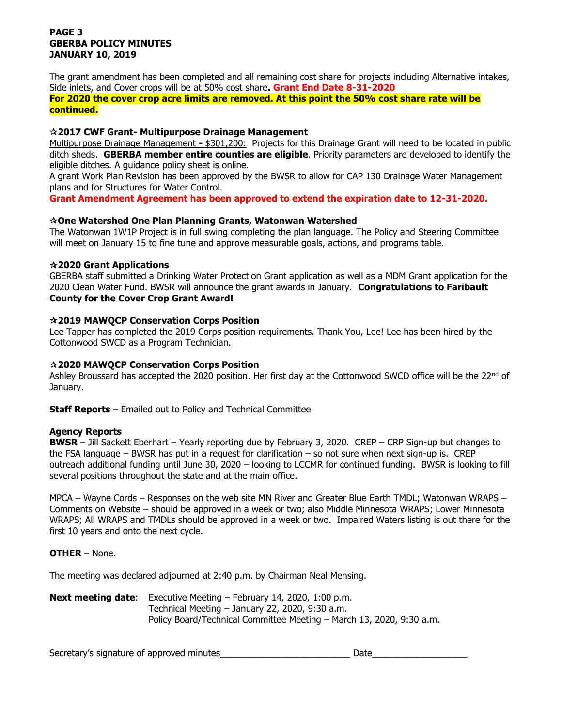The grant amendment has been completed and all remaining cost share for projects including Alternative intakes, Side inlets, and Cover crops will be at 50% cost share**.** **Grant End Date 8-31-2020**

**For 2020 the cover crop acre limits are removed. At this point the 50% cost share rate will be continued.**

### ☆2017 CWF Grant- Multipurpose Drainage Management

Multipurpose Drainage Management **-** $301,200: Projects for this Drainage Grant will need to be located in public ditch sheds. **GBERBA member entire counties are eligible**. Priority parameters are developed to identify the eligible ditches. A guidance policy sheet is online.

A grant Work Plan Revision has been approved by the BWSR to allow for CAP 130 Drainage Water Management plans and for Structures for Water Control.

**Grant Amendment Agreement has been approved to extend the expiration date to 12-31-2020.**

### ☆One Watershed One Plan Planning Grants, Watonwan Watershed

The Watonwan 1W1P Project is in full swing completing the plan language. The Policy and Steering Committee will meet on January 15 to fine tune and approve measurable goals, actions, and programs table.

### ☆2020 Grant Applications

GBERBA staff submitted a Drinking Water Protection Grant application as well as a MDM Grant application for the 2020 Clean Water Fund. BWSR will announce the grant awards in January. **Congratulations to Faribault County for the Cover Crop Grant Award!**

### ☆2019 MAWQCP Conservation Corps Position

Lee Tapper has completed the 2019 Corps position requirements. Thank You, Lee! Lee has been hired by the Cottonwood SWCD as a Program Technician.

### ☆2020 MAWQCP Conservation Corps Position

Ashley Broussard has accepted the 2020 position. Her first day at the Cottonwood SWCD office will be the 22nd of January.

**Staff Reports** – Emailed out to Policy and Technical Committee

**Agency Reports**

**BWSR** – Jill Sackett Eberhart – Yearly reporting due by February 3, 2020. CREP – CRP Sign-up but changes to the FSA language – BWSR has put in a request for clarification – so not sure when next sign-up is. CREP outreach additional funding until June 30, 2020 – looking to LCCMR for continued funding. BWSR is looking to fill several positions throughout the state and at the main office.

MPCA – Wayne Cords – Responses on the web site MN River and Greater Blue Earth TMDL; Watonwan WRAPS – Comments on Website – should be approved in a week or two; also Middle Minnesota WRAPS; Lower Minnesota WRAPS; All WRAPS and TMDLs should be approved in a week or two. Impaired Waters listing is out there for the first 10 years and onto the next cycle.

**OTHER** – None.

The meeting was declared adjourned at 2:40 p.m. by Chairman Neal Mensing.

**Next meeting date**: Executive Meeting – February 14, 2020, 1:00 p.m.
Technical Meeting – January 22, 2020, 9:30 a.m.
Policy Board/Technical Committee Meeting – March 13, 2020, 9:30 a.m.

Secretary's signature of approved minutes_________________________ Date__________________